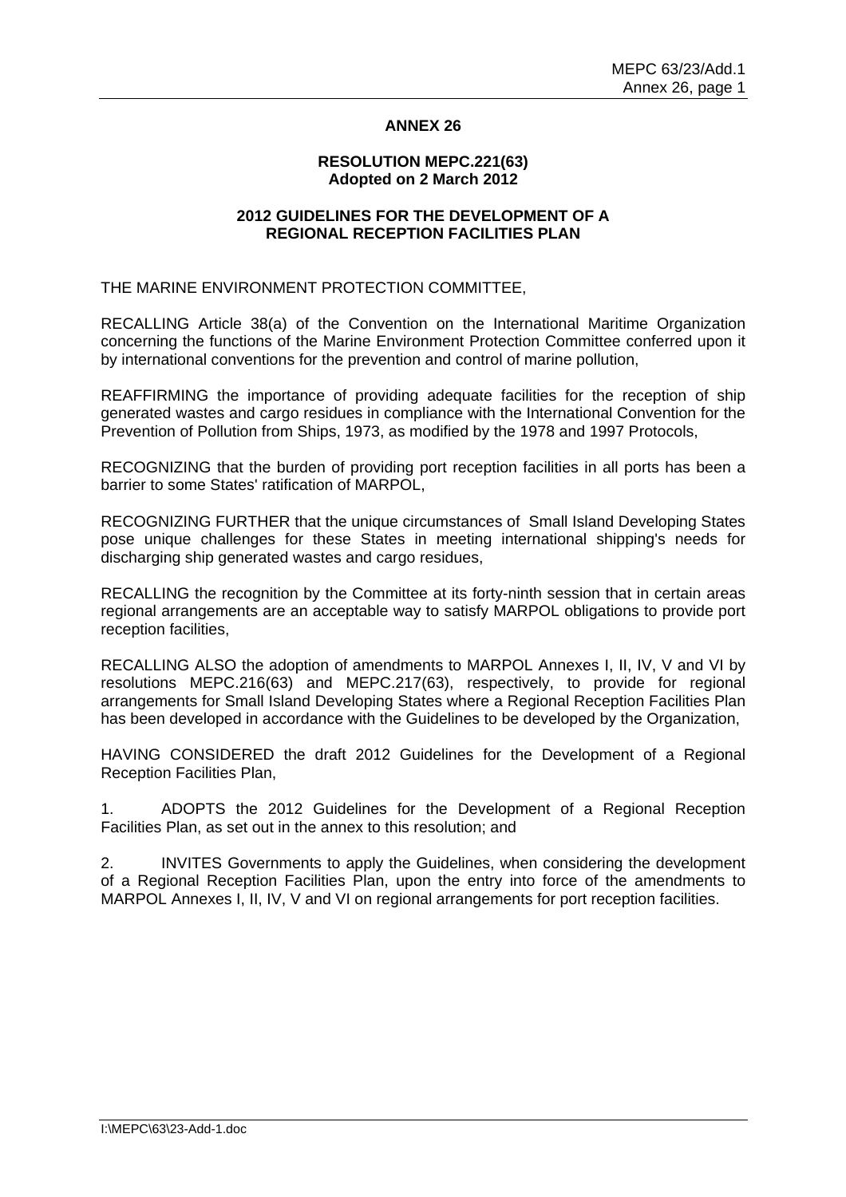# ANNEX 26

## RESOLUTION MEPC.221(63)
## Adopted on 2 March 2012

## 2012 GUIDELINES FOR THE DEVELOPMENT OF A REGIONAL RECEPTION FACILITIES PLAN

THE MARINE ENVIRONMENT PROTECTION COMMITTEE,

RECALLING Article 38(a) of the Convention on the International Maritime Organization concerning the functions of the Marine Environment Protection Committee conferred upon it by international conventions for the prevention and control of marine pollution,

REAFFIRMING the importance of providing adequate facilities for the reception of ship generated wastes and cargo residues in compliance with the International Convention for the Prevention of Pollution from Ships, 1973, as modified by the 1978 and 1997 Protocols,

RECOGNIZING that the burden of providing port reception facilities in all ports has been a barrier to some States' ratification of MARPOL,

RECOGNIZING FURTHER that the unique circumstances of Small Island Developing States pose unique challenges for these States in meeting international shipping's needs for discharging ship generated wastes and cargo residues,

RECALLING the recognition by the Committee at its forty-ninth session that in certain areas regional arrangements are an acceptable way to satisfy MARPOL obligations to provide port reception facilities,

RECALLING ALSO the adoption of amendments to MARPOL Annexes I, II, IV, V and VI by resolutions MEPC.216(63) and MEPC.217(63), respectively, to provide for regional arrangements for Small Island Developing States where a Regional Reception Facilities Plan has been developed in accordance with the Guidelines to be developed by the Organization,

HAVING CONSIDERED the draft 2012 Guidelines for the Development of a Regional Reception Facilities Plan,

1. ADOPTS the 2012 Guidelines for the Development of a Regional Reception Facilities Plan, as set out in the annex to this resolution; and

2. INVITES Governments to apply the Guidelines, when considering the development of a Regional Reception Facilities Plan, upon the entry into force of the amendments to MARPOL Annexes I, II, IV, V and VI on regional arrangements for port reception facilities.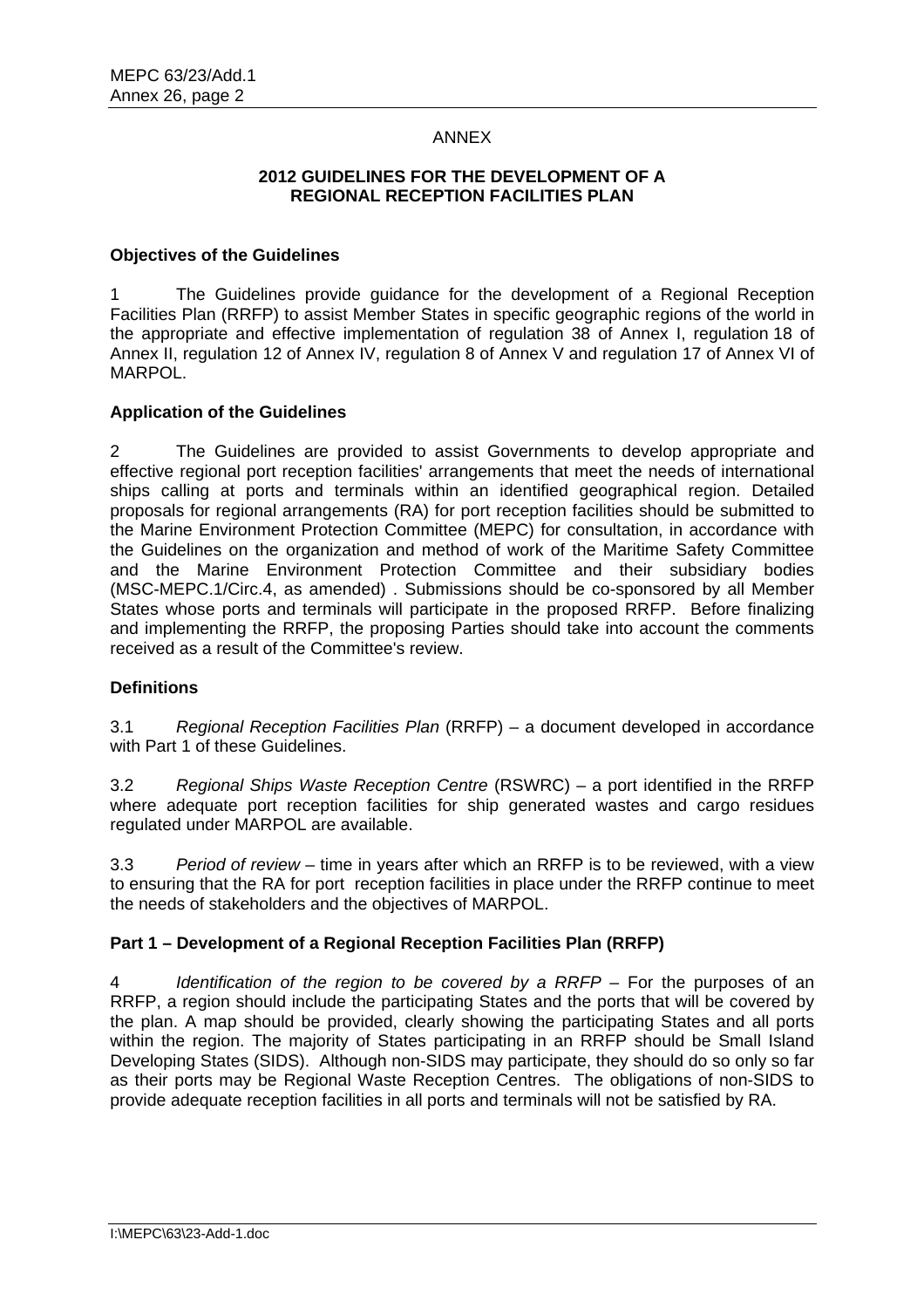ANNEX

# 2012 GUIDELINES FOR THE DEVELOPMENT OF A REGIONAL RECEPTION FACILITIES PLAN

## Objectives of the Guidelines

1 The Guidelines provide guidance for the development of a Regional Reception Facilities Plan (RRFP) to assist Member States in specific geographic regions of the world in the appropriate and effective implementation of regulation 38 of Annex I, regulation 18 of Annex II, regulation 12 of Annex IV, regulation 8 of Annex V and regulation 17 of Annex VI of MARPOL.

## Application of the Guidelines

2 The Guidelines are provided to assist Governments to develop appropriate and effective regional port reception facilities' arrangements that meet the needs of international ships calling at ports and terminals within an identified geographical region. Detailed proposals for regional arrangements (RA) for port reception facilities should be submitted to the Marine Environment Protection Committee (MEPC) for consultation, in accordance with the Guidelines on the organization and method of work of the Maritime Safety Committee and the Marine Environment Protection Committee and their subsidiary bodies (MSC-MEPC.1/Circ.4, as amended) . Submissions should be co-sponsored by all Member States whose ports and terminals will participate in the proposed RRFP. Before finalizing and implementing the RRFP, the proposing Parties should take into account the comments received as a result of the Committee's review.

## Definitions

3.1 *Regional Reception Facilities Plan* (RRFP) – a document developed in accordance with Part 1 of these Guidelines.

3.2 *Regional Ships Waste Reception Centre* (RSWRC) – a port identified in the RRFP where adequate port reception facilities for ship generated wastes and cargo residues regulated under MARPOL are available.

3.3 *Period of review* – time in years after which an RRFP is to be reviewed, with a view to ensuring that the RA for port reception facilities in place under the RRFP continue to meet the needs of stakeholders and the objectives of MARPOL.

## Part 1 – Development of a Regional Reception Facilities Plan (RRFP)

4 *Identification of the region to be covered by a RRFP* – For the purposes of an RRFP, a region should include the participating States and the ports that will be covered by the plan. A map should be provided, clearly showing the participating States and all ports within the region. The majority of States participating in an RRFP should be Small Island Developing States (SIDS). Although non-SIDS may participate, they should do so only so far as their ports may be Regional Waste Reception Centres. The obligations of non-SIDS to provide adequate reception facilities in all ports and terminals will not be satisfied by RA.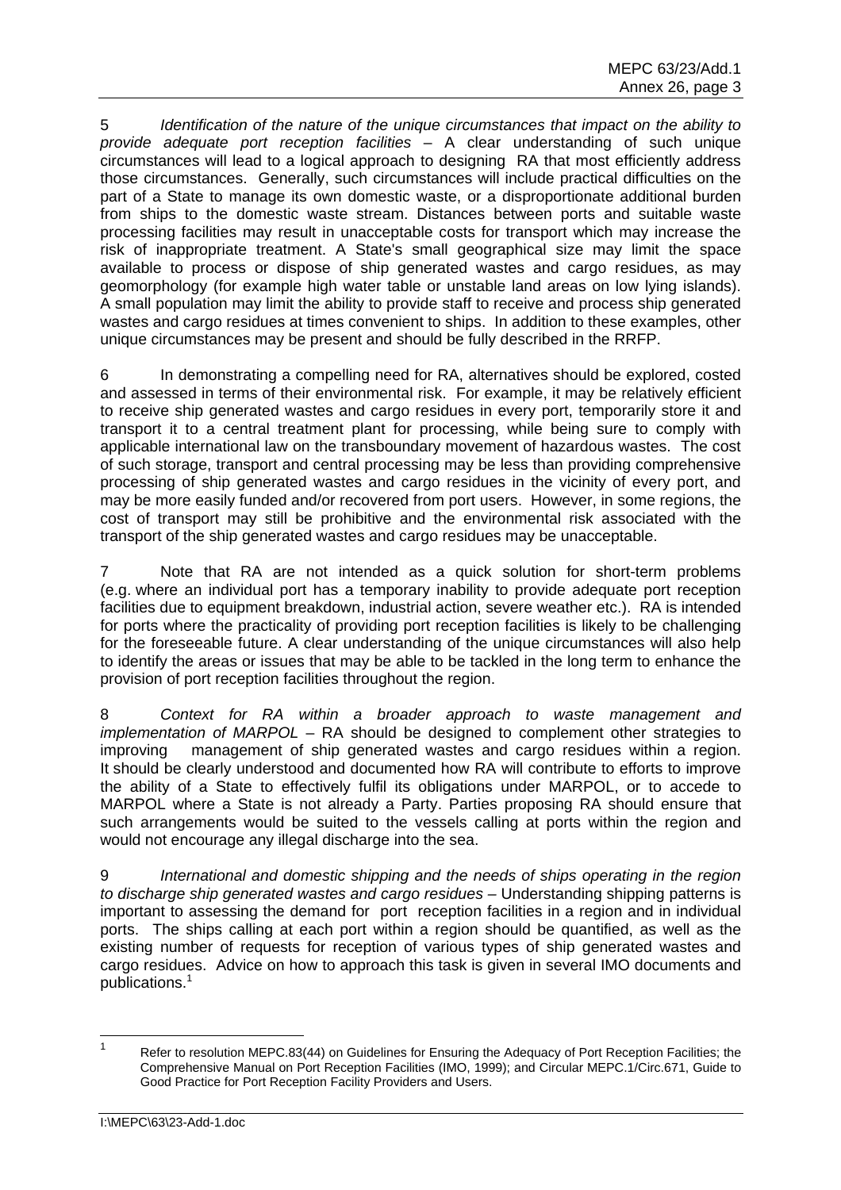5 *Identification of the nature of the unique circumstances that impact on the ability to provide adequate port reception facilities* – A clear understanding of such unique circumstances will lead to a logical approach to designing RA that most efficiently address those circumstances. Generally, such circumstances will include practical difficulties on the part of a State to manage its own domestic waste, or a disproportionate additional burden from ships to the domestic waste stream. Distances between ports and suitable waste processing facilities may result in unacceptable costs for transport which may increase the risk of inappropriate treatment. A State's small geographical size may limit the space available to process or dispose of ship generated wastes and cargo residues, as may geomorphology (for example high water table or unstable land areas on low lying islands). A small population may limit the ability to provide staff to receive and process ship generated wastes and cargo residues at times convenient to ships. In addition to these examples, other unique circumstances may be present and should be fully described in the RRFP.

6 In demonstrating a compelling need for RA, alternatives should be explored, costed and assessed in terms of their environmental risk. For example, it may be relatively efficient to receive ship generated wastes and cargo residues in every port, temporarily store it and transport it to a central treatment plant for processing, while being sure to comply with applicable international law on the transboundary movement of hazardous wastes. The cost of such storage, transport and central processing may be less than providing comprehensive processing of ship generated wastes and cargo residues in the vicinity of every port, and may be more easily funded and/or recovered from port users. However, in some regions, the cost of transport may still be prohibitive and the environmental risk associated with the transport of the ship generated wastes and cargo residues may be unacceptable.

7 Note that RA are not intended as a quick solution for short-term problems (e.g. where an individual port has a temporary inability to provide adequate port reception facilities due to equipment breakdown, industrial action, severe weather etc.). RA is intended for ports where the practicality of providing port reception facilities is likely to be challenging for the foreseeable future. A clear understanding of the unique circumstances will also help to identify the areas or issues that may be able to be tackled in the long term to enhance the provision of port reception facilities throughout the region.

8 *Context for RA within a broader approach to waste management and implementation of MARPOL* – RA should be designed to complement other strategies to improving management of ship generated wastes and cargo residues within a region. It should be clearly understood and documented how RA will contribute to efforts to improve the ability of a State to effectively fulfil its obligations under MARPOL, or to accede to MARPOL where a State is not already a Party. Parties proposing RA should ensure that such arrangements would be suited to the vessels calling at ports within the region and would not encourage any illegal discharge into the sea.

9 *International and domestic shipping and the needs of ships operating in the region to discharge ship generated wastes and cargo residues* – Understanding shipping patterns is important to assessing the demand for port reception facilities in a region and in individual ports. The ships calling at each port within a region should be quantified, as well as the existing number of requests for reception of various types of ship generated wastes and cargo residues. Advice on how to approach this task is given in several IMO documents and publications.[1]

[1] Refer to resolution MEPC.83(44) on Guidelines for Ensuring the Adequacy of Port Reception Facilities; the Comprehensive Manual on Port Reception Facilities (IMO, 1999); and Circular MEPC.1/Circ.671, Guide to Good Practice for Port Reception Facility Providers and Users.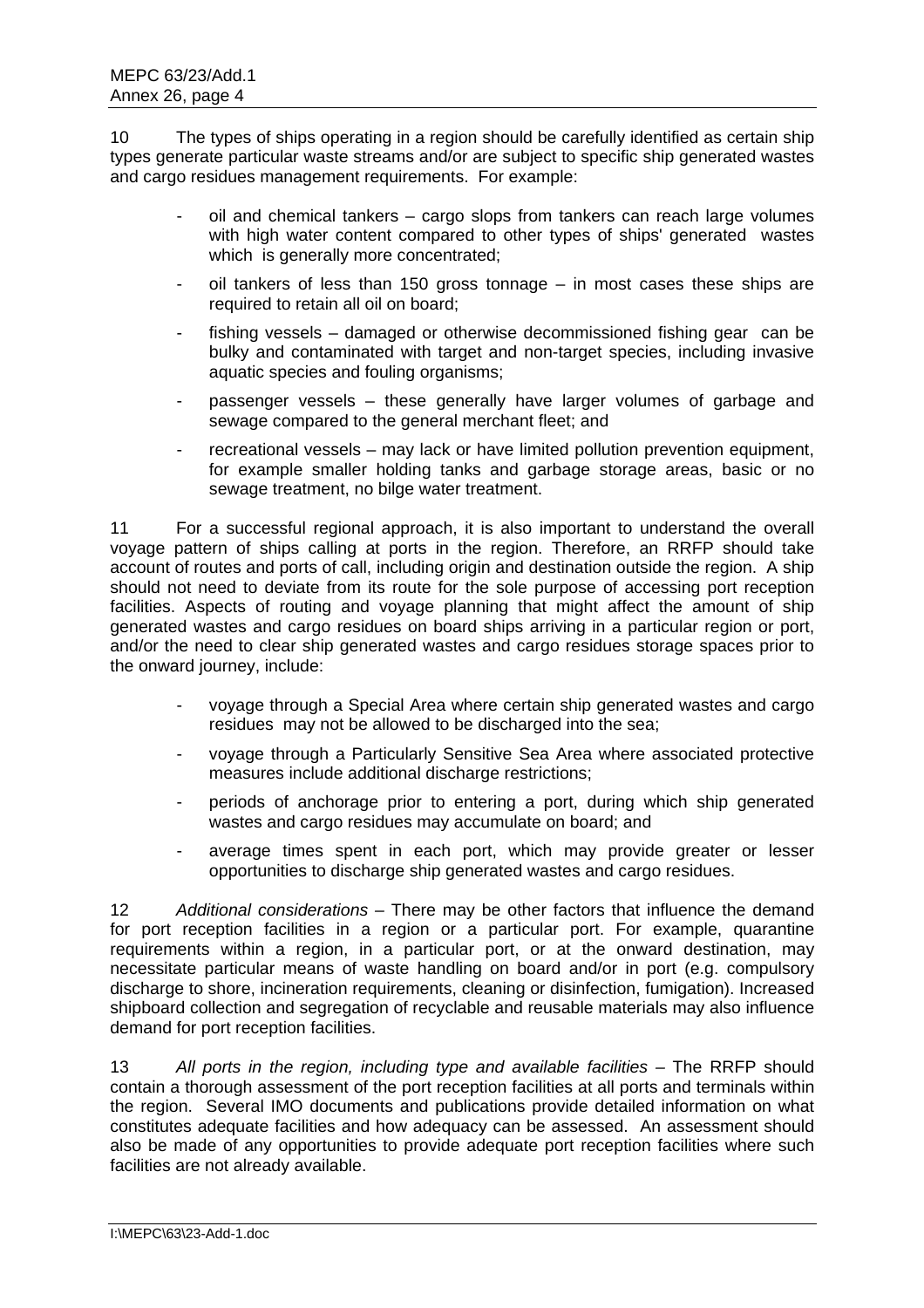10 The types of ships operating in a region should be carefully identified as certain ship types generate particular waste streams and/or are subject to specific ship generated wastes and cargo residues management requirements. For example:

- oil and chemical tankers – cargo slops from tankers can reach large volumes with high water content compared to other types of ships' generated wastes which is generally more concentrated;
- oil tankers of less than 150 gross tonnage – in most cases these ships are required to retain all oil on board;
- fishing vessels – damaged or otherwise decommissioned fishing gear can be bulky and contaminated with target and non-target species, including invasive aquatic species and fouling organisms;
- passenger vessels – these generally have larger volumes of garbage and sewage compared to the general merchant fleet; and
- recreational vessels – may lack or have limited pollution prevention equipment, for example smaller holding tanks and garbage storage areas, basic or no sewage treatment, no bilge water treatment.

11 For a successful regional approach, it is also important to understand the overall voyage pattern of ships calling at ports in the region. Therefore, an RRFP should take account of routes and ports of call, including origin and destination outside the region. A ship should not need to deviate from its route for the sole purpose of accessing port reception facilities. Aspects of routing and voyage planning that might affect the amount of ship generated wastes and cargo residues on board ships arriving in a particular region or port, and/or the need to clear ship generated wastes and cargo residues storage spaces prior to the onward journey, include:

- voyage through a Special Area where certain ship generated wastes and cargo residues may not be allowed to be discharged into the sea;
- voyage through a Particularly Sensitive Sea Area where associated protective measures include additional discharge restrictions;
- periods of anchorage prior to entering a port, during which ship generated wastes and cargo residues may accumulate on board; and
- average times spent in each port, which may provide greater or lesser opportunities to discharge ship generated wastes and cargo residues.

12 *Additional considerations* – There may be other factors that influence the demand for port reception facilities in a region or a particular port. For example, quarantine requirements within a region, in a particular port, or at the onward destination, may necessitate particular means of waste handling on board and/or in port (e.g. compulsory discharge to shore, incineration requirements, cleaning or disinfection, fumigation). Increased shipboard collection and segregation of recyclable and reusable materials may also influence demand for port reception facilities.

13 *All ports in the region, including type and available facilities* – The RRFP should contain a thorough assessment of the port reception facilities at all ports and terminals within the region. Several IMO documents and publications provide detailed information on what constitutes adequate facilities and how adequacy can be assessed. An assessment should also be made of any opportunities to provide adequate port reception facilities where such facilities are not already available.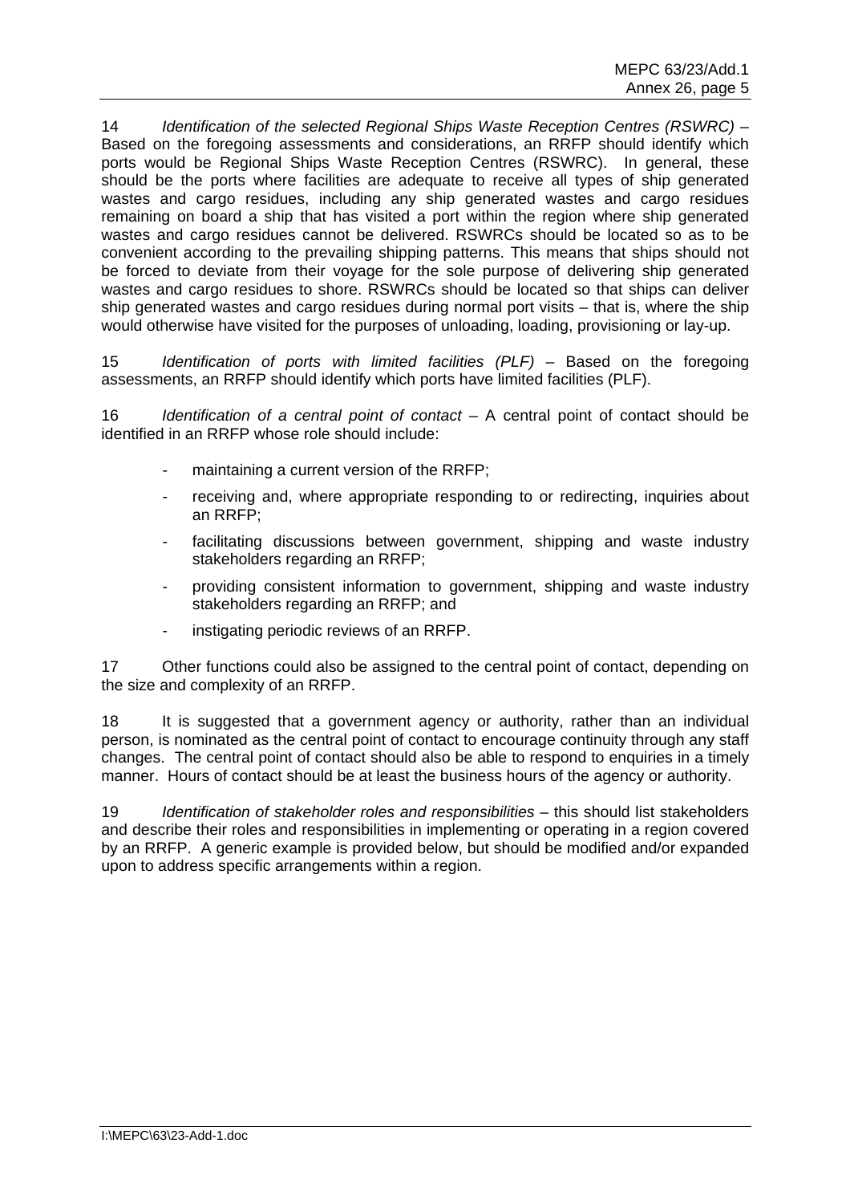14 *Identification of the selected Regional Ships Waste Reception Centres (RSWRC)* – Based on the foregoing assessments and considerations, an RRFP should identify which ports would be Regional Ships Waste Reception Centres (RSWRC). In general, these should be the ports where facilities are adequate to receive all types of ship generated wastes and cargo residues, including any ship generated wastes and cargo residues remaining on board a ship that has visited a port within the region where ship generated wastes and cargo residues cannot be delivered. RSWRCs should be located so as to be convenient according to the prevailing shipping patterns. This means that ships should not be forced to deviate from their voyage for the sole purpose of delivering ship generated wastes and cargo residues to shore. RSWRCs should be located so that ships can deliver ship generated wastes and cargo residues during normal port visits – that is, where the ship would otherwise have visited for the purposes of unloading, loading, provisioning or lay-up.

15 *Identification of ports with limited facilities (PLF)* – Based on the foregoing assessments, an RRFP should identify which ports have limited facilities (PLF).

16 *Identification of a central point of contact* – A central point of contact should be identified in an RRFP whose role should include:

- maintaining a current version of the RRFP;
- receiving and, where appropriate responding to or redirecting, inquiries about an RRFP;
- facilitating discussions between government, shipping and waste industry stakeholders regarding an RRFP;
- providing consistent information to government, shipping and waste industry stakeholders regarding an RRFP; and
- instigating periodic reviews of an RRFP.

17 Other functions could also be assigned to the central point of contact, depending on the size and complexity of an RRFP.

18 It is suggested that a government agency or authority, rather than an individual person, is nominated as the central point of contact to encourage continuity through any staff changes. The central point of contact should also be able to respond to enquiries in a timely manner. Hours of contact should be at least the business hours of the agency or authority.

19 *Identification of stakeholder roles and responsibilities* – this should list stakeholders and describe their roles and responsibilities in implementing or operating in a region covered by an RRFP. A generic example is provided below, but should be modified and/or expanded upon to address specific arrangements within a region.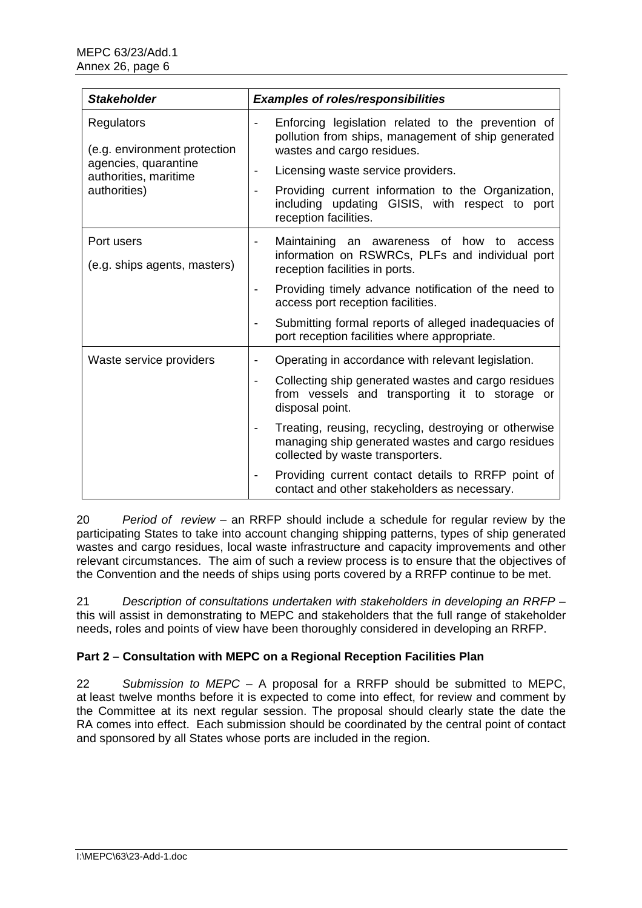| ***Stakeholder*** | ***Examples of roles/responsibilities*** |
| --- | --- |
| Regulators<br><br>(e.g. environment protection agencies, quarantine authorities, maritime authorities) | - Enforcing legislation related to the prevention of pollution from ships, management of ship generated wastes and cargo residues.<br>- Licensing waste service providers.<br>- Providing current information to the Organization, including updating GISIS, with respect to port reception facilities. |
| Port users<br><br>(e.g. ships agents, masters) | - Maintaining an awareness of how to access information on RSWRCs, PLFs and individual port reception facilities in ports.<br>- Providing timely advance notification of the need to access port reception facilities.<br>- Submitting formal reports of alleged inadequacies of port reception facilities where appropriate. |
| Waste service providers | - Operating in accordance with relevant legislation.<br>- Collecting ship generated wastes and cargo residues from vessels and transporting it to storage or disposal point.<br>- Treating, reusing, recycling, destroying or otherwise managing ship generated wastes and cargo residues collected by waste transporters.<br>- Providing current contact details to RRFP point of contact and other stakeholders as necessary. |

20 *Period of review* – an RRFP should include a schedule for regular review by the participating States to take into account changing shipping patterns, types of ship generated wastes and cargo residues, local waste infrastructure and capacity improvements and other relevant circumstances. The aim of such a review process is to ensure that the objectives of the Convention and the needs of ships using ports covered by a RRFP continue to be met.

21 *Description of consultations undertaken with stakeholders in developing an RRFP* – this will assist in demonstrating to MEPC and stakeholders that the full range of stakeholder needs, roles and points of view have been thoroughly considered in developing an RRFP.

**Part 2 – Consultation with MEPC on a Regional Reception Facilities Plan**

22 *Submission to MEPC* – A proposal for a RRFP should be submitted to MEPC, at least twelve months before it is expected to come into effect, for review and comment by the Committee at its next regular session. The proposal should clearly state the date the RA comes into effect. Each submission should be coordinated by the central point of contact and sponsored by all States whose ports are included in the region.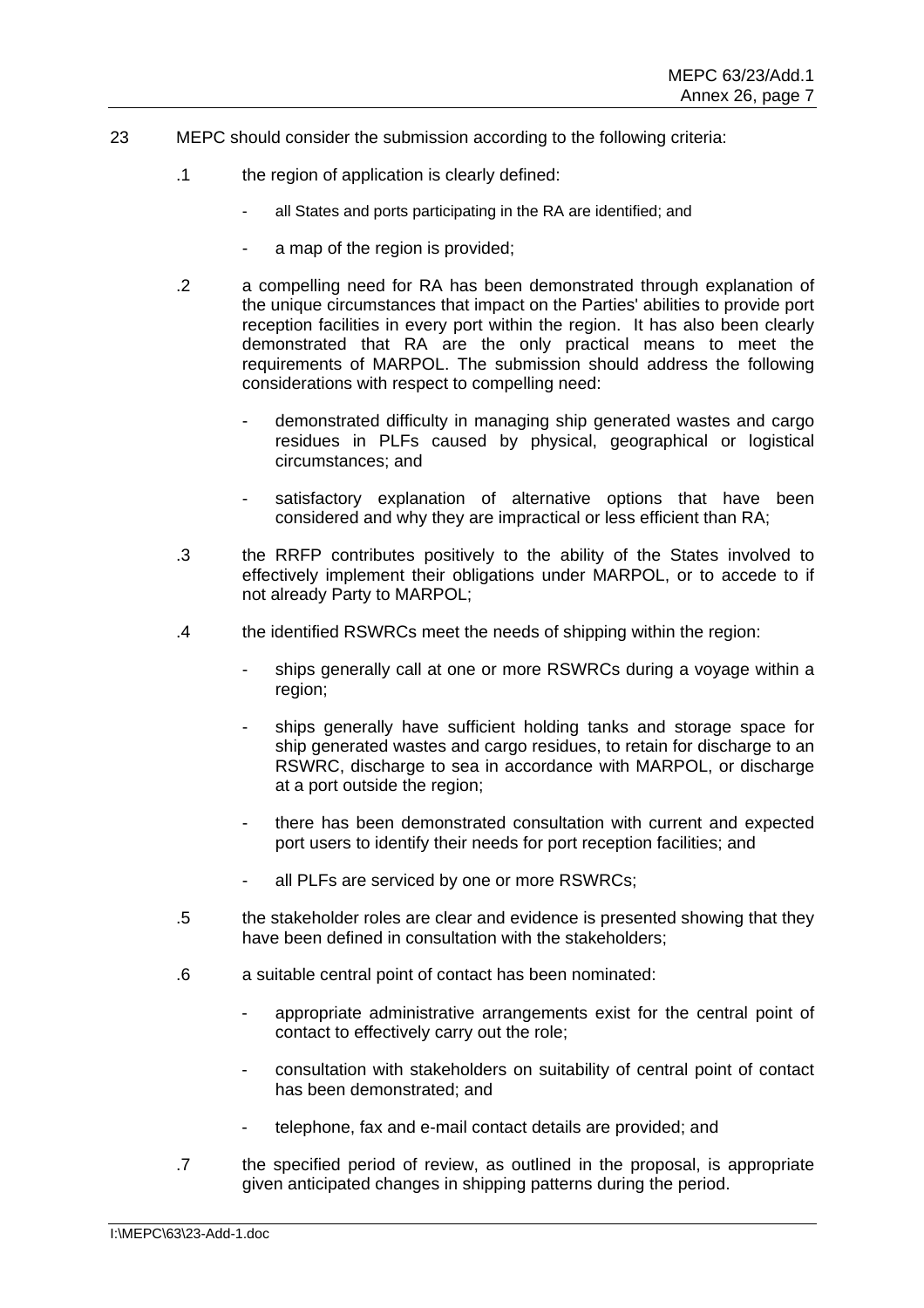23 MEPC should consider the submission according to the following criteria:

.1 the region of application is clearly defined:

- all States and ports participating in the RA are identified; and
- a map of the region is provided;

.2 a compelling need for RA has been demonstrated through explanation of the unique circumstances that impact on the Parties' abilities to provide port reception facilities in every port within the region. It has also been clearly demonstrated that RA are the only practical means to meet the requirements of MARPOL. The submission should address the following considerations with respect to compelling need:

- demonstrated difficulty in managing ship generated wastes and cargo residues in PLFs caused by physical, geographical or logistical circumstances; and
- satisfactory explanation of alternative options that have been considered and why they are impractical or less efficient than RA;

.3 the RRFP contributes positively to the ability of the States involved to effectively implement their obligations under MARPOL, or to accede to if not already Party to MARPOL;

.4 the identified RSWRCs meet the needs of shipping within the region:

- ships generally call at one or more RSWRCs during a voyage within a region;
- ships generally have sufficient holding tanks and storage space for ship generated wastes and cargo residues, to retain for discharge to an RSWRC, discharge to sea in accordance with MARPOL, or discharge at a port outside the region;
- there has been demonstrated consultation with current and expected port users to identify their needs for port reception facilities; and
- all PLFs are serviced by one or more RSWRCs;

.5 the stakeholder roles are clear and evidence is presented showing that they have been defined in consultation with the stakeholders;

.6 a suitable central point of contact has been nominated:

- appropriate administrative arrangements exist for the central point of contact to effectively carry out the role;
- consultation with stakeholders on suitability of central point of contact has been demonstrated; and
- telephone, fax and e-mail contact details are provided; and

.7 the specified period of review, as outlined in the proposal, is appropriate given anticipated changes in shipping patterns during the period.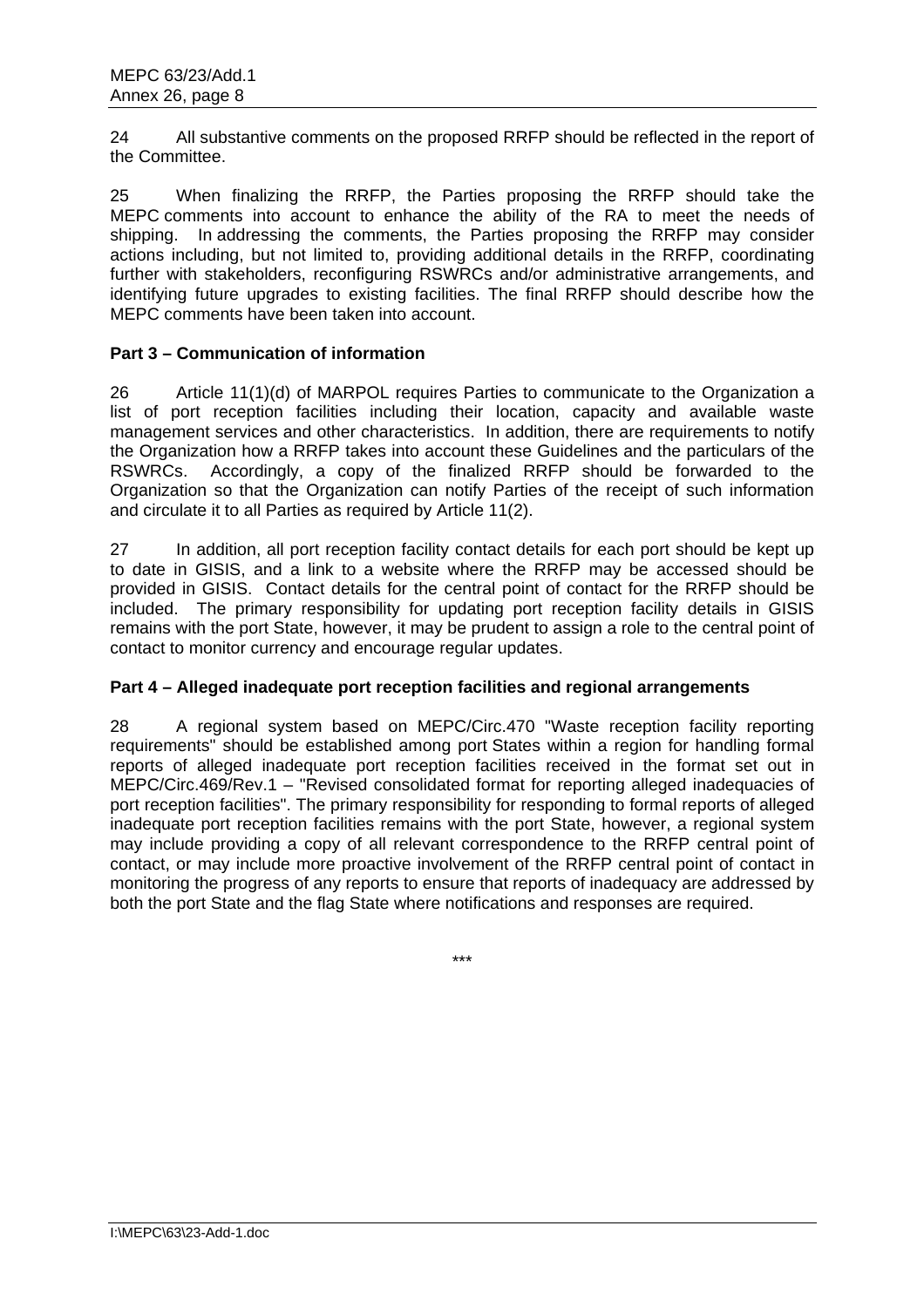24 All substantive comments on the proposed RRFP should be reflected in the report of the Committee.

25 When finalizing the RRFP, the Parties proposing the RRFP should take the MEPC comments into account to enhance the ability of the RA to meet the needs of shipping. In addressing the comments, the Parties proposing the RRFP may consider actions including, but not limited to, providing additional details in the RRFP, coordinating further with stakeholders, reconfiguring RSWRCs and/or administrative arrangements, and identifying future upgrades to existing facilities. The final RRFP should describe how the MEPC comments have been taken into account.

**Part 3 – Communication of information**

26 Article 11(1)(d) of MARPOL requires Parties to communicate to the Organization a list of port reception facilities including their location, capacity and available waste management services and other characteristics. In addition, there are requirements to notify the Organization how a RRFP takes into account these Guidelines and the particulars of the RSWRCs. Accordingly, a copy of the finalized RRFP should be forwarded to the Organization so that the Organization can notify Parties of the receipt of such information and circulate it to all Parties as required by Article 11(2).

27 In addition, all port reception facility contact details for each port should be kept up to date in GISIS, and a link to a website where the RRFP may be accessed should be provided in GISIS. Contact details for the central point of contact for the RRFP should be included. The primary responsibility for updating port reception facility details in GISIS remains with the port State, however, it may be prudent to assign a role to the central point of contact to monitor currency and encourage regular updates.

**Part 4 – Alleged inadequate port reception facilities and regional arrangements**

28 A regional system based on MEPC/Circ.470 "Waste reception facility reporting requirements" should be established among port States within a region for handling formal reports of alleged inadequate port reception facilities received in the format set out in MEPC/Circ.469/Rev.1 – "Revised consolidated format for reporting alleged inadequacies of port reception facilities". The primary responsibility for responding to formal reports of alleged inadequate port reception facilities remains with the port State, however, a regional system may include providing a copy of all relevant correspondence to the RRFP central point of contact, or may include more proactive involvement of the RRFP central point of contact in monitoring the progress of any reports to ensure that reports of inadequacy are addressed by both the port State and the flag State where notifications and responses are required.

***